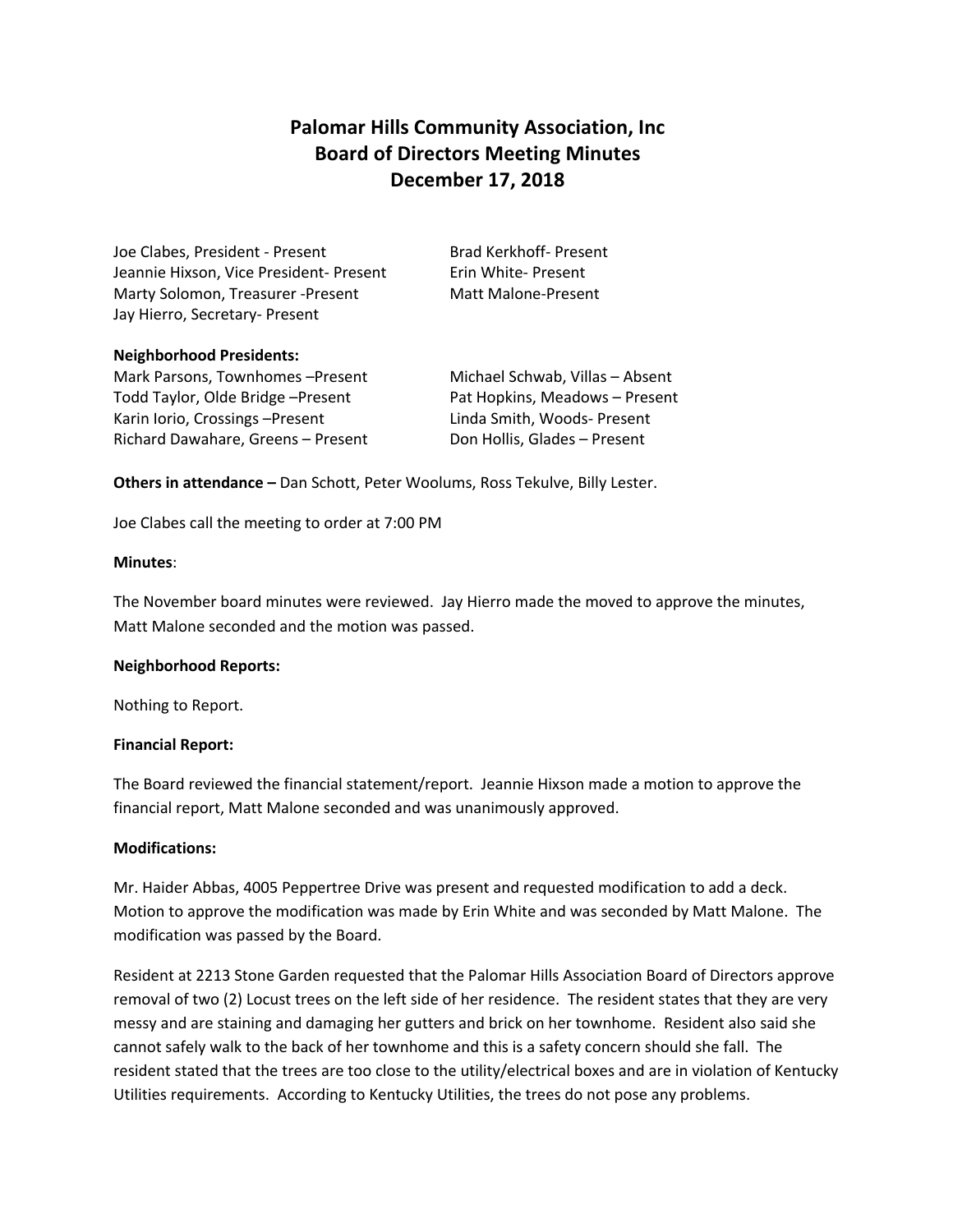# Palomar Hills Community Association, Inc
## Board of Directors Meeting Minutes
## December 17, 2018

Joe Clabes, President - Present
Jeannie Hixson, Vice President- Present
Marty Solomon, Treasurer -Present
Jay Hierro, Secretary- Present
Brad Kerkhoff- Present
Erin White- Present
Matt Malone-Present

**Neighborhood Presidents:**

Mark Parsons, Townhomes –Present
Todd Taylor, Olde Bridge –Present
Karin Iorio, Crossings –Present
Richard Dawahare, Greens – Present
Michael Schwab, Villas – Absent
Pat Hopkins, Meadows – Present
Linda Smith, Woods- Present
Don Hollis, Glades – Present

**Others in attendance –** Dan Schott, Peter Woolums, Ross Tekulve, Billy Lester.

Joe Clabes call the meeting to order at 7:00 PM

**Minutes**:

The November board minutes were reviewed. Jay Hierro made the moved to approve the minutes, Matt Malone seconded and the motion was passed.

**Neighborhood Reports:**

Nothing to Report.

**Financial Report:**

The Board reviewed the financial statement/report. Jeannie Hixson made a motion to approve the financial report, Matt Malone seconded and was unanimously approved.

**Modifications:**

Mr. Haider Abbas, 4005 Peppertree Drive was present and requested modification to add a deck. Motion to approve the modification was made by Erin White and was seconded by Matt Malone. The modification was passed by the Board.

Resident at 2213 Stone Garden requested that the Palomar Hills Association Board of Directors approve removal of two (2) Locust trees on the left side of her residence. The resident states that they are very messy and are staining and damaging her gutters and brick on her townhome. Resident also said she cannot safely walk to the back of her townhome and this is a safety concern should she fall. The resident stated that the trees are too close to the utility/electrical boxes and are in violation of Kentucky Utilities requirements. According to Kentucky Utilities, the trees do not pose any problems.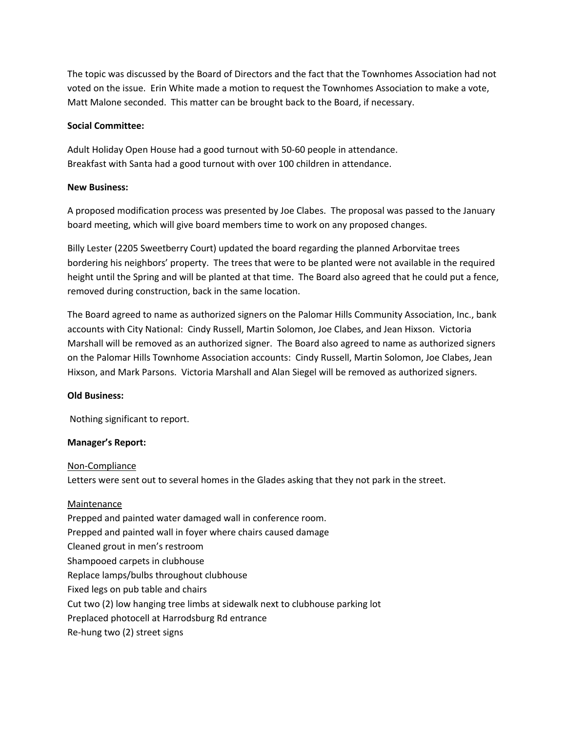The topic was discussed by the Board of Directors and the fact that the Townhomes Association had not voted on the issue. Erin White made a motion to request the Townhomes Association to make a vote, Matt Malone seconded. This matter can be brought back to the Board, if necessary.

**Social Committee:**

Adult Holiday Open House had a good turnout with 50-60 people in attendance.
Breakfast with Santa had a good turnout with over 100 children in attendance.

**New Business:**

A proposed modification process was presented by Joe Clabes. The proposal was passed to the January board meeting, which will give board members time to work on any proposed changes.

Billy Lester (2205 Sweetberry Court) updated the board regarding the planned Arborvitae trees bordering his neighbors' property. The trees that were to be planted were not available in the required height until the Spring and will be planted at that time. The Board also agreed that he could put a fence, removed during construction, back in the same location.

The Board agreed to name as authorized signers on the Palomar Hills Community Association, Inc., bank accounts with City National: Cindy Russell, Martin Solomon, Joe Clabes, and Jean Hixson. Victoria Marshall will be removed as an authorized signer. The Board also agreed to name as authorized signers on the Palomar Hills Townhome Association accounts: Cindy Russell, Martin Solomon, Joe Clabes, Jean Hixson, and Mark Parsons. Victoria Marshall and Alan Siegel will be removed as authorized signers.

**Old Business:**

Nothing significant to report.

**Manager's Report:**

Non-Compliance
Letters were sent out to several homes in the Glades asking that they not park in the street.

Maintenance
Prepped and painted water damaged wall in conference room.
Prepped and painted wall in foyer where chairs caused damage
Cleaned grout in men's restroom
Shampooed carpets in clubhouse
Replace lamps/bulbs throughout clubhouse
Fixed legs on pub table and chairs
Cut two (2) low hanging tree limbs at sidewalk next to clubhouse parking lot
Preplaced photocell at Harrodsburg Rd entrance
Re-hung two (2) street signs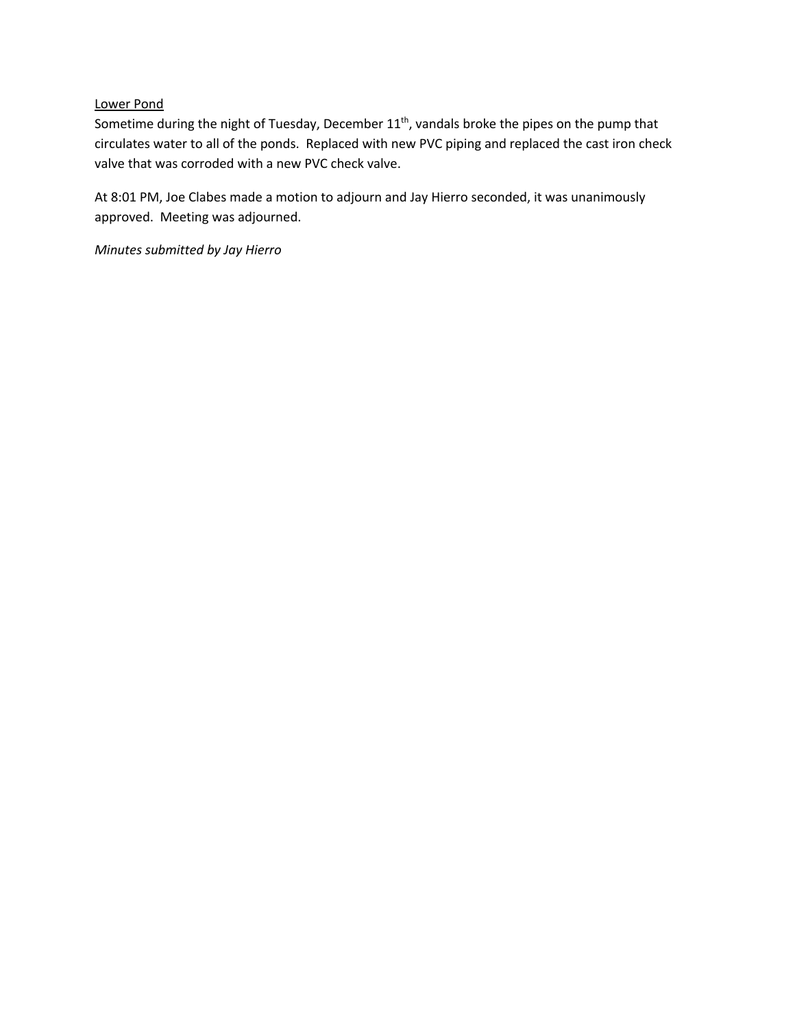<u>Lower Pond</u>

Sometime during the night of Tuesday, December 11th, vandals broke the pipes on the pump that circulates water to all of the ponds. Replaced with new PVC piping and replaced the cast iron check valve that was corroded with a new PVC check valve.

At 8:01 PM, Joe Clabes made a motion to adjourn and Jay Hierro seconded, it was unanimously approved. Meeting was adjourned.

*Minutes submitted by Jay Hierro*